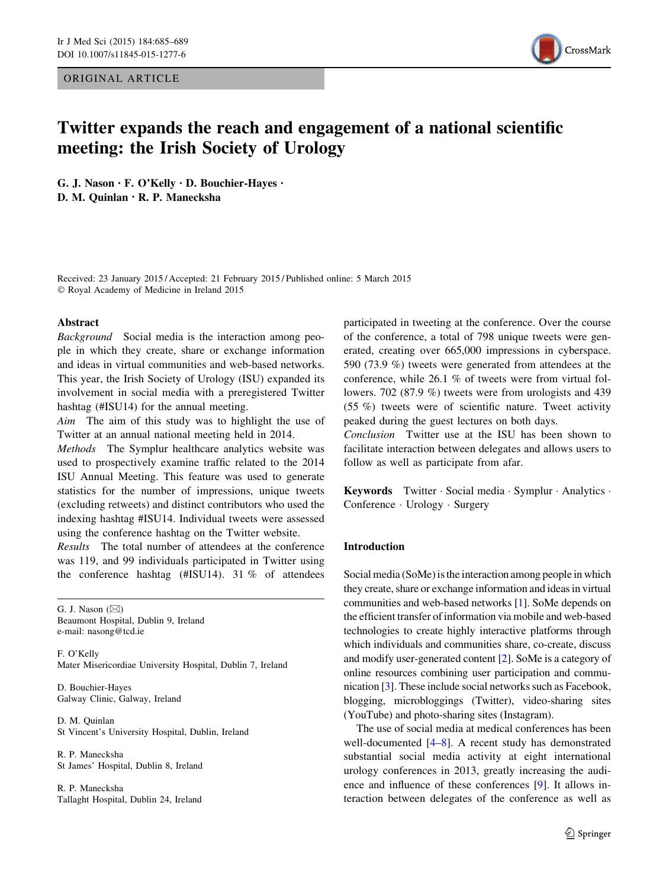ORIGINAL ARTICLE

# Twitter expands the reach and engagement of a national scientific meeting: the Irish Society of Urology

G. J. Nason · F. O'Kelly · D. Bouchier-Hayes · D. M. Quinlan · R. P. Manecksha

Received: 23 January 2015 / Accepted: 21 February 2015 / Published online: 5 March 2015
© Royal Academy of Medicine in Ireland 2015

## Abstract

*Background* Social media is the interaction among people in which they create, share or exchange information and ideas in virtual communities and web-based networks. This year, the Irish Society of Urology (ISU) expanded its involvement in social media with a preregistered Twitter hashtag (#ISU14) for the annual meeting.

*Aim* The aim of this study was to highlight the use of Twitter at an annual national meeting held in 2014.

*Methods* The Symplur healthcare analytics website was used to prospectively examine traffic related to the 2014 ISU Annual Meeting. This feature was used to generate statistics for the number of impressions, unique tweets (excluding retweets) and distinct contributors who used the indexing hashtag #ISU14. Individual tweets were assessed using the conference hashtag on the Twitter website.

*Results* The total number of attendees at the conference was 119, and 99 individuals participated in Twitter using the conference hashtag (#ISU14). 31 % of attendees participated in tweeting at the conference. Over the course of the conference, a total of 798 unique tweets were generated, creating over 665,000 impressions in cyberspace. 590 (73.9 %) tweets were generated from attendees at the conference, while 26.1 % of tweets were from virtual followers. 702 (87.9 %) tweets were from urologists and 439 (55 %) tweets were of scientific nature. Tweet activity peaked during the guest lectures on both days.

*Conclusion* Twitter use at the ISU has been shown to facilitate interaction between delegates and allows users to follow as well as participate from afar.

**Keywords** Twitter · Social media · Symplur · Analytics · Conference · Urology · Surgery

G. J. Nason (✉)
Beaumont Hospital, Dublin 9, Ireland
e-mail: nasong@tcd.ie

F. O'Kelly
Mater Misericordiae University Hospital, Dublin 7, Ireland

D. Bouchier-Hayes
Galway Clinic, Galway, Ireland

D. M. Quinlan
St Vincent's University Hospital, Dublin, Ireland

R. P. Manecksha
St James' Hospital, Dublin 8, Ireland

R. P. Manecksha
Tallaght Hospital, Dublin 24, Ireland

## Introduction

Social media (SoMe) is the interaction among people in which they create, share or exchange information and ideas in virtual communities and web-based networks [1]. SoMe depends on the efficient transfer of information via mobile and web-based technologies to create highly interactive platforms through which individuals and communities share, co-create, discuss and modify user-generated content [2]. SoMe is a category of online resources combining user participation and communication [3]. These include social networks such as Facebook, blogging, microbloggings (Twitter), video-sharing sites (YouTube) and photo-sharing sites (Instagram).

The use of social media at medical conferences has been well-documented [4–8]. A recent study has demonstrated substantial social media activity at eight international urology conferences in 2013, greatly increasing the audience and influence of these conferences [9]. It allows interaction between delegates of the conference as well as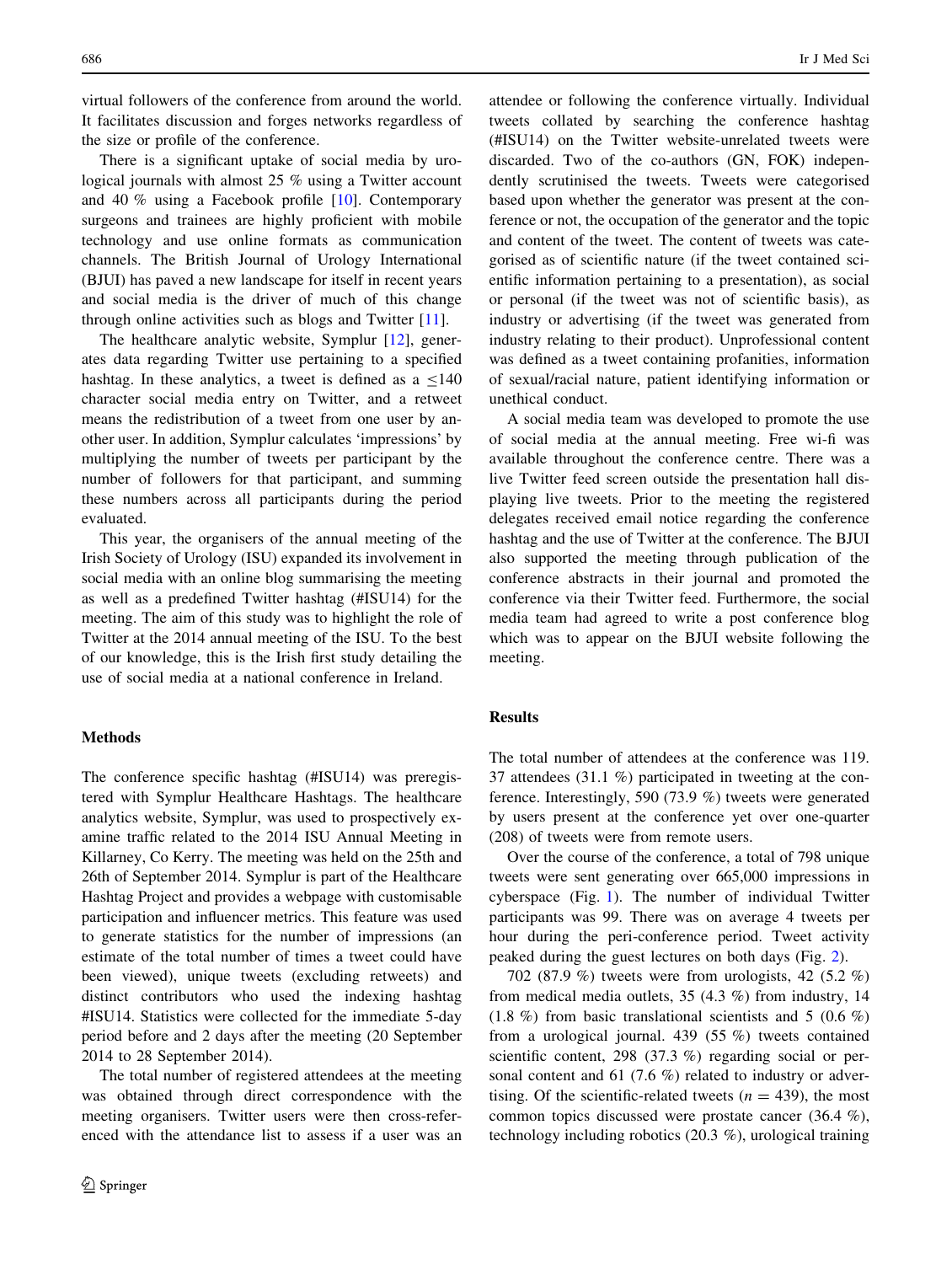virtual followers of the conference from around the world. It facilitates discussion and forges networks regardless of the size or profile of the conference.

There is a significant uptake of social media by urological journals with almost 25 % using a Twitter account and 40 % using a Facebook profile [10]. Contemporary surgeons and trainees are highly proficient with mobile technology and use online formats as communication channels. The British Journal of Urology International (BJUI) has paved a new landscape for itself in recent years and social media is the driver of much of this change through online activities such as blogs and Twitter [11].

The healthcare analytic website, Symplur [12], generates data regarding Twitter use pertaining to a specified hashtag. In these analytics, a tweet is defined as a $\leq$140 character social media entry on Twitter, and a retweet means the redistribution of a tweet from one user by another user. In addition, Symplur calculates 'impressions' by multiplying the number of tweets per participant by the number of followers for that participant, and summing these numbers across all participants during the period evaluated.

This year, the organisers of the annual meeting of the Irish Society of Urology (ISU) expanded its involvement in social media with an online blog summarising the meeting as well as a predefined Twitter hashtag (#ISU14) for the meeting. The aim of this study was to highlight the role of Twitter at the 2014 annual meeting of the ISU. To the best of our knowledge, this is the Irish first study detailing the use of social media at a national conference in Ireland.

## Methods

The conference specific hashtag (#ISU14) was preregistered with Symplur Healthcare Hashtags. The healthcare analytics website, Symplur, was used to prospectively examine traffic related to the 2014 ISU Annual Meeting in Killarney, Co Kerry. The meeting was held on the 25th and 26th of September 2014. Symplur is part of the Healthcare Hashtag Project and provides a webpage with customisable participation and influencer metrics. This feature was used to generate statistics for the number of impressions (an estimate of the total number of times a tweet could have been viewed), unique tweets (excluding retweets) and distinct contributors who used the indexing hashtag #ISU14. Statistics were collected for the immediate 5-day period before and 2 days after the meeting (20 September 2014 to 28 September 2014).

The total number of registered attendees at the meeting was obtained through direct correspondence with the meeting organisers. Twitter users were then cross-referenced with the attendance list to assess if a user was an attendee or following the conference virtually. Individual tweets collated by searching the conference hashtag (#ISU14) on the Twitter website-unrelated tweets were discarded. Two of the co-authors (GN, FOK) independently scrutinised the tweets. Tweets were categorised based upon whether the generator was present at the conference or not, the occupation of the generator and the topic and content of the tweet. The content of tweets was categorised as of scientific nature (if the tweet contained scientific information pertaining to a presentation), as social or personal (if the tweet was not of scientific basis), as industry or advertising (if the tweet was generated from industry relating to their product). Unprofessional content was defined as a tweet containing profanities, information of sexual/racial nature, patient identifying information or unethical conduct.

A social media team was developed to promote the use of social media at the annual meeting. Free wi-fi was available throughout the conference centre. There was a live Twitter feed screen outside the presentation hall displaying live tweets. Prior to the meeting the registered delegates received email notice regarding the conference hashtag and the use of Twitter at the conference. The BJUI also supported the meeting through publication of the conference abstracts in their journal and promoted the conference via their Twitter feed. Furthermore, the social media team had agreed to write a post conference blog which was to appear on the BJUI website following the meeting.

## Results

The total number of attendees at the conference was 119. 37 attendees (31.1 %) participated in tweeting at the conference. Interestingly, 590 (73.9 %) tweets were generated by users present at the conference yet over one-quarter (208) of tweets were from remote users.

Over the course of the conference, a total of 798 unique tweets were sent generating over 665,000 impressions in cyberspace (Fig. 1). The number of individual Twitter participants was 99. There was on average 4 tweets per hour during the peri-conference period. Tweet activity peaked during the guest lectures on both days (Fig. 2).

702 (87.9 %) tweets were from urologists, 42 (5.2 %) from medical media outlets, 35 (4.3 %) from industry, 14 (1.8 %) from basic translational scientists and 5 (0.6 %) from a urological journal. 439 (55 %) tweets contained scientific content, 298 (37.3 %) regarding social or personal content and 61 (7.6 %) related to industry or advertising. Of the scientific-related tweets ($n = 439$), the most common topics discussed were prostate cancer (36.4 %), technology including robotics (20.3 %), urological training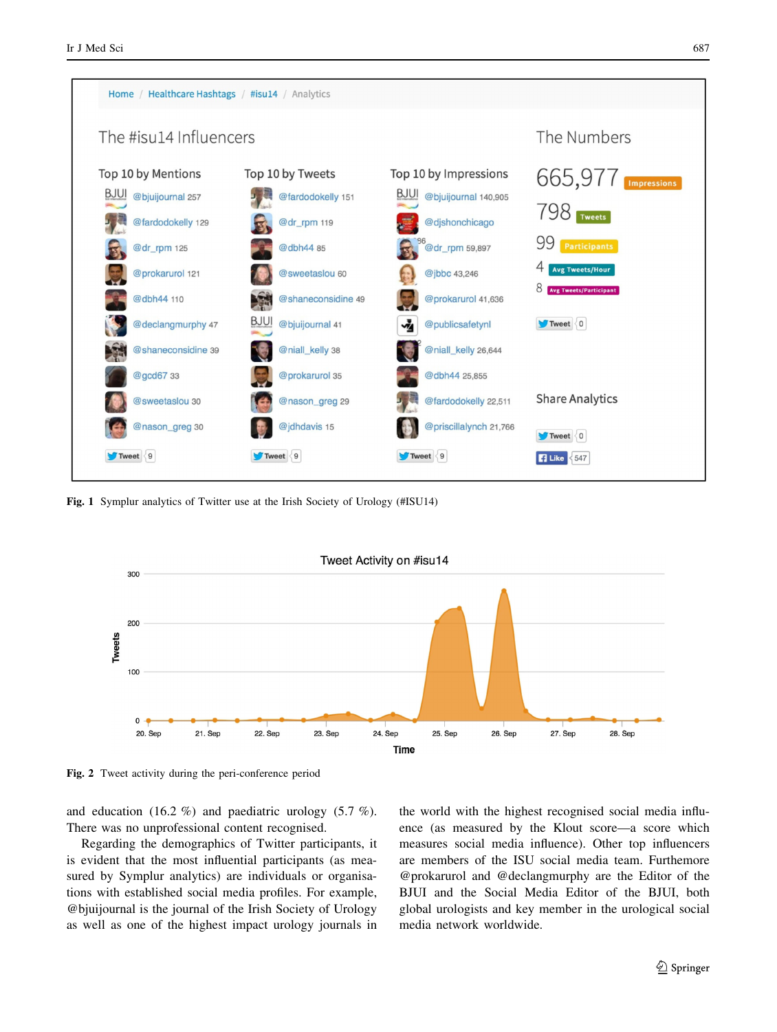Fig. 1 Symplur analytics of Twitter use at the Irish Society of Urology (#ISU14)

Fig. 2 Tweet activity during the peri-conference period

and education (16.2 %) and paediatric urology (5.7 %). There was no unprofessional content recognised.

Regarding the demographics of Twitter participants, it is evident that the most influential participants (as measured by Symplur analytics) are individuals or organisations with established social media profiles. For example, @bjuijournal is the journal of the Irish Society of Urology as well as one of the highest impact urology journals in the world with the highest recognised social media influence (as measured by the Klout score—a score which measures social media influence). Other top influencers are members of the ISU social media team. Furthemore @prokarurol and @declangmurphy are the Editor of the BJUI and the Social Media Editor of the BJUI, both global urologists and key member in the urological social media network worldwide.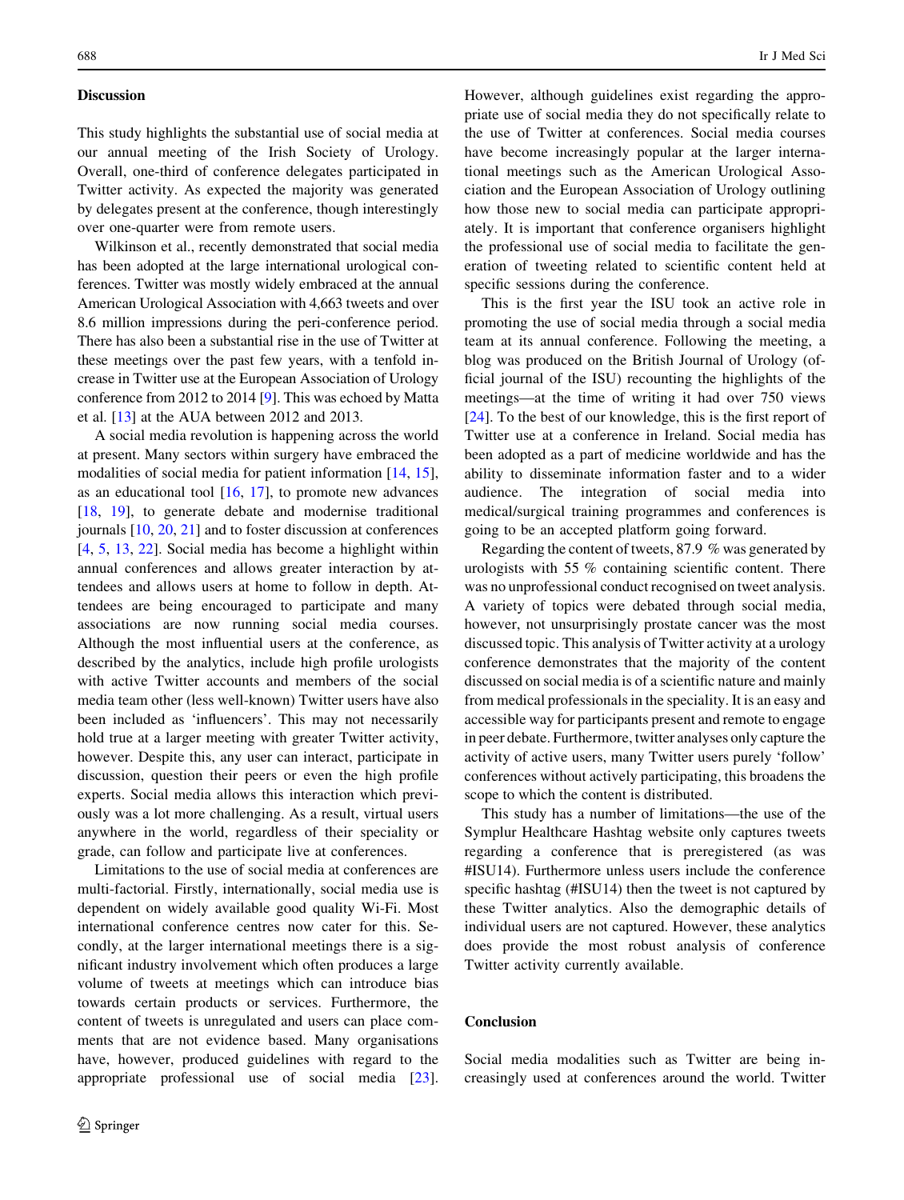## Discussion

This study highlights the substantial use of social media at our annual meeting of the Irish Society of Urology. Overall, one-third of conference delegates participated in Twitter activity. As expected the majority was generated by delegates present at the conference, though interestingly over one-quarter were from remote users.

Wilkinson et al., recently demonstrated that social media has been adopted at the large international urological conferences. Twitter was mostly widely embraced at the annual American Urological Association with 4,663 tweets and over 8.6 million impressions during the peri-conference period. There has also been a substantial rise in the use of Twitter at these meetings over the past few years, with a tenfold increase in Twitter use at the European Association of Urology conference from 2012 to 2014 [9]. This was echoed by Matta et al. [13] at the AUA between 2012 and 2013.

A social media revolution is happening across the world at present. Many sectors within surgery have embraced the modalities of social media for patient information [14, 15], as an educational tool [16, 17], to promote new advances [18, 19], to generate debate and modernise traditional journals [10, 20, 21] and to foster discussion at conferences [4, 5, 13, 22]. Social media has become a highlight within annual conferences and allows greater interaction by attendees and allows users at home to follow in depth. Attendees are being encouraged to participate and many associations are now running social media courses. Although the most influential users at the conference, as described by the analytics, include high profile urologists with active Twitter accounts and members of the social media team other (less well-known) Twitter users have also been included as 'influencers'. This may not necessarily hold true at a larger meeting with greater Twitter activity, however. Despite this, any user can interact, participate in discussion, question their peers or even the high profile experts. Social media allows this interaction which previously was a lot more challenging. As a result, virtual users anywhere in the world, regardless of their speciality or grade, can follow and participate live at conferences.

Limitations to the use of social media at conferences are multi-factorial. Firstly, internationally, social media use is dependent on widely available good quality Wi-Fi. Most international conference centres now cater for this. Secondly, at the larger international meetings there is a significant industry involvement which often produces a large volume of tweets at meetings which can introduce bias towards certain products or services. Furthermore, the content of tweets is unregulated and users can place comments that are not evidence based. Many organisations have, however, produced guidelines with regard to the appropriate professional use of social media [23]. However, although guidelines exist regarding the appropriate use of social media they do not specifically relate to the use of Twitter at conferences. Social media courses have become increasingly popular at the larger international meetings such as the American Urological Association and the European Association of Urology outlining how those new to social media can participate appropriately. It is important that conference organisers highlight the professional use of social media to facilitate the generation of tweeting related to scientific content held at specific sessions during the conference.

This is the first year the ISU took an active role in promoting the use of social media through a social media team at its annual conference. Following the meeting, a blog was produced on the British Journal of Urology (official journal of the ISU) recounting the highlights of the meetings—at the time of writing it had over 750 views [24]. To the best of our knowledge, this is the first report of Twitter use at a conference in Ireland. Social media has been adopted as a part of medicine worldwide and has the ability to disseminate information faster and to a wider audience. The integration of social media into medical/surgical training programmes and conferences is going to be an accepted platform going forward.

Regarding the content of tweets, 87.9 % was generated by urologists with 55 % containing scientific content. There was no unprofessional conduct recognised on tweet analysis. A variety of topics were debated through social media, however, not unsurprisingly prostate cancer was the most discussed topic. This analysis of Twitter activity at a urology conference demonstrates that the majority of the content discussed on social media is of a scientific nature and mainly from medical professionals in the speciality. It is an easy and accessible way for participants present and remote to engage in peer debate. Furthermore, twitter analyses only capture the activity of active users, many Twitter users purely 'follow' conferences without actively participating, this broadens the scope to which the content is distributed.

This study has a number of limitations—the use of the Symplur Healthcare Hashtag website only captures tweets regarding a conference that is preregistered (as was #ISU14). Furthermore unless users include the conference specific hashtag (#ISU14) then the tweet is not captured by these Twitter analytics. Also the demographic details of individual users are not captured. However, these analytics does provide the most robust analysis of conference Twitter activity currently available.

## Conclusion

Social media modalities such as Twitter are being increasingly used at conferences around the world. Twitter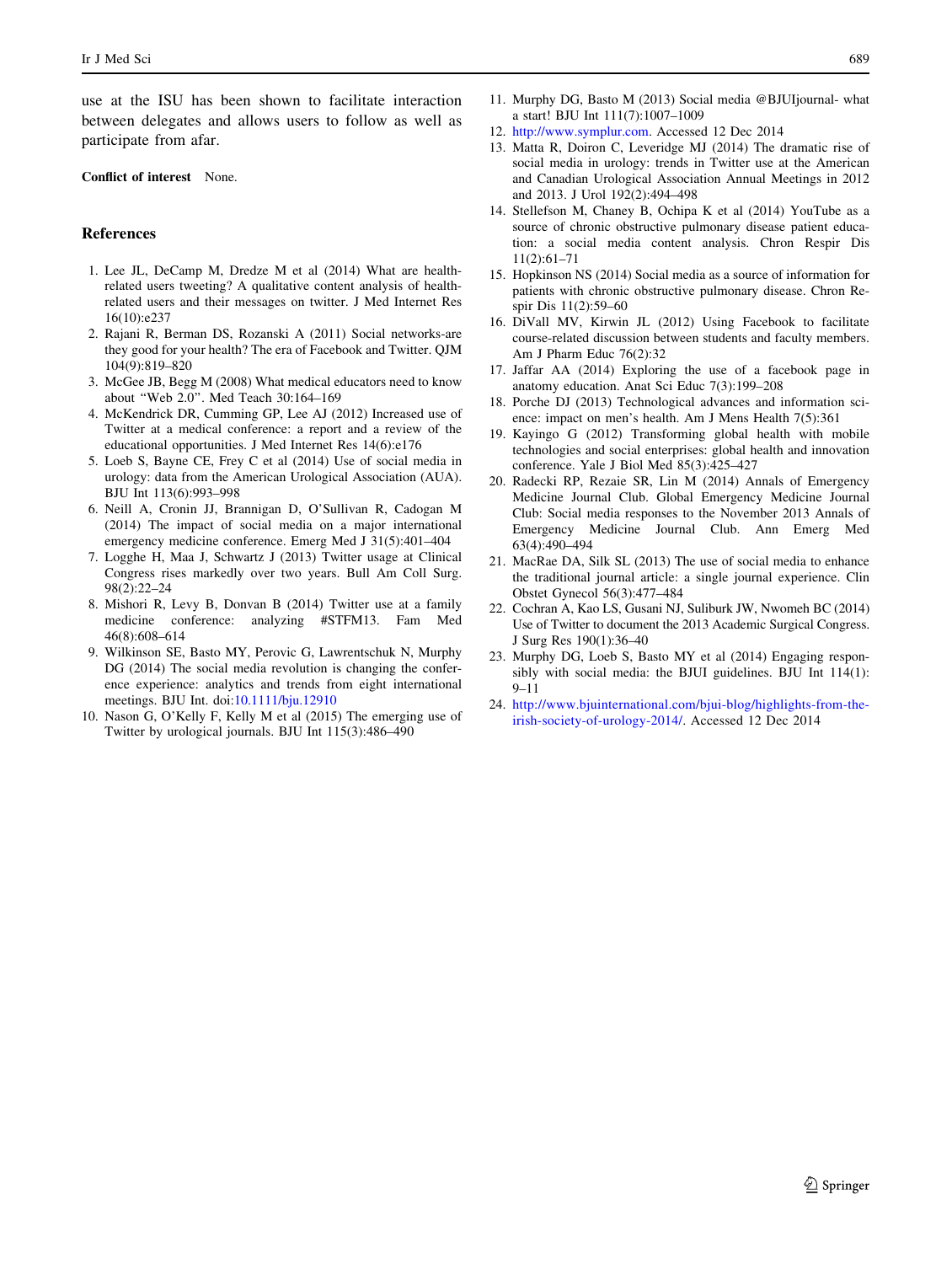use at the ISU has been shown to facilitate interaction between delegates and allows users to follow as well as participate from afar.

**Conflict of interest** None.

## References

1. Lee JL, DeCamp M, Dredze M et al (2014) What are health-related users tweeting? A qualitative content analysis of health-related users and their messages on twitter. J Med Internet Res 16(10):e237
2. Rajani R, Berman DS, Rozanski A (2011) Social networks-are they good for your health? The era of Facebook and Twitter. QJM 104(9):819–820
3. McGee JB, Begg M (2008) What medical educators need to know about "Web 2.0". Med Teach 30:164–169
4. McKendrick DR, Cumming GP, Lee AJ (2012) Increased use of Twitter at a medical conference: a report and a review of the educational opportunities. J Med Internet Res 14(6):e176
5. Loeb S, Bayne CE, Frey C et al (2014) Use of social media in urology: data from the American Urological Association (AUA). BJU Int 113(6):993–998
6. Neill A, Cronin JJ, Brannigan D, O'Sullivan R, Cadogan M (2014) The impact of social media on a major international emergency medicine conference. Emerg Med J 31(5):401–404
7. Logghe H, Maa J, Schwartz J (2013) Twitter usage at Clinical Congress rises markedly over two years. Bull Am Coll Surg. 98(2):22–24
8. Mishori R, Levy B, Donvan B (2014) Twitter use at a family medicine conference: analyzing #STFM13. Fam Med 46(8):608–614
9. Wilkinson SE, Basto MY, Perovic G, Lawrentschuk N, Murphy DG (2014) The social media revolution is changing the conference experience: analytics and trends from eight international meetings. BJU Int. doi:10.1111/bju.12910
10. Nason G, O'Kelly F, Kelly M et al (2015) The emerging use of Twitter by urological journals. BJU Int 115(3):486–490
11. Murphy DG, Basto M (2013) Social media @BJUIjournal- what a start! BJU Int 111(7):1007–1009
12. http://www.symplur.com. Accessed 12 Dec 2014
13. Matta R, Doiron C, Leveridge MJ (2014) The dramatic rise of social media in urology: trends in Twitter use at the American and Canadian Urological Association Annual Meetings in 2012 and 2013. J Urol 192(2):494–498
14. Stellefson M, Chaney B, Ochipa K et al (2014) YouTube as a source of chronic obstructive pulmonary disease patient education: a social media content analysis. Chron Respir Dis 11(2):61–71
15. Hopkinson NS (2014) Social media as a source of information for patients with chronic obstructive pulmonary disease. Chron Respir Dis 11(2):59–60
16. DiVall MV, Kirwin JL (2012) Using Facebook to facilitate course-related discussion between students and faculty members. Am J Pharm Educ 76(2):32
17. Jaffar AA (2014) Exploring the use of a facebook page in anatomy education. Anat Sci Educ 7(3):199–208
18. Porche DJ (2013) Technological advances and information science: impact on men's health. Am J Mens Health 7(5):361
19. Kayingo G (2012) Transforming global health with mobile technologies and social enterprises: global health and innovation conference. Yale J Biol Med 85(3):425–427
20. Radecki RP, Rezaie SR, Lin M (2014) Annals of Emergency Medicine Journal Club. Global Emergency Medicine Journal Club: Social media responses to the November 2013 Annals of Emergency Medicine Journal Club. Ann Emerg Med 63(4):490–494
21. MacRae DA, Silk SL (2013) The use of social media to enhance the traditional journal article: a single journal experience. Clin Obstet Gynecol 56(3):477–484
22. Cochran A, Kao LS, Gusani NJ, Suliburk JW, Nwomeh BC (2014) Use of Twitter to document the 2013 Academic Surgical Congress. J Surg Res 190(1):36–40
23. Murphy DG, Loeb S, Basto MY et al (2014) Engaging responsibly with social media: the BJUI guidelines. BJU Int 114(1): 9–11
24. http://www.bjuinternational.com/bjui-blog/highlights-from-the-irish-society-of-urology-2014/. Accessed 12 Dec 2014